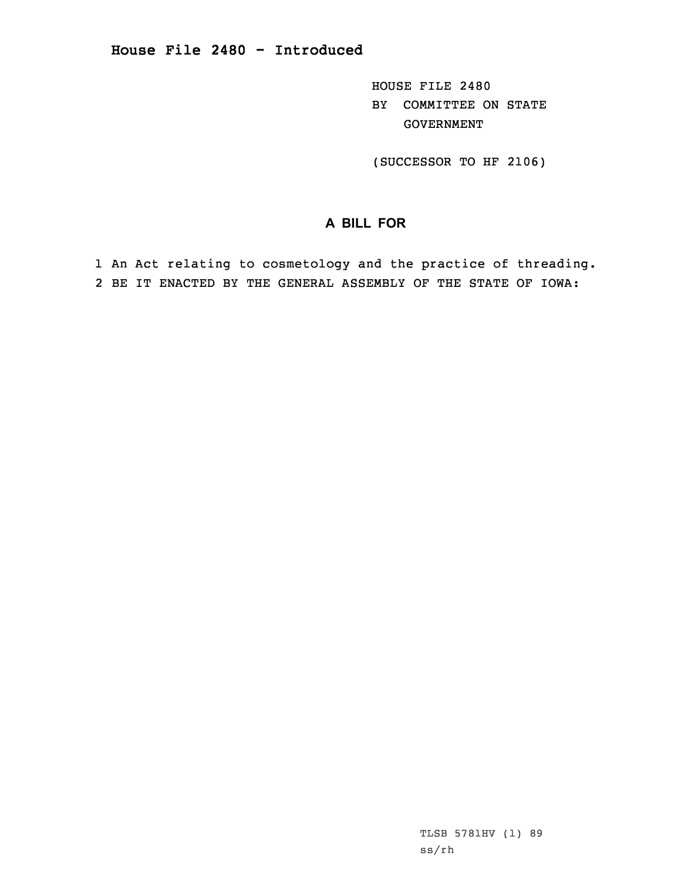# House File 2480 - Introduced

HOUSE FILE 2480
BY COMMITTEE ON STATE GOVERNMENT

(SUCCESSOR TO HF 2106)

## A BILL FOR

1 An Act relating to cosmetology and the practice of threading.
2 BE IT ENACTED BY THE GENERAL ASSEMBLY OF THE STATE OF IOWA:

TLSB 5781HV (1) 89
ss/rh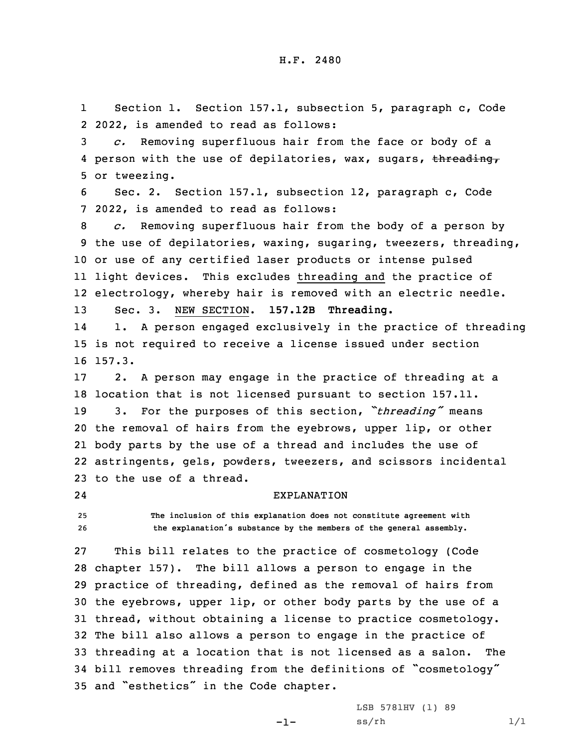Section 1. Section 157.1, subsection 5, paragraph c, Code 2022, is amended to read as follows:

*c.* Removing superfluous hair from the face or body of a person with the use of depilatories, wax, sugars, ~~threading,~~ or tweezing.

Sec. 2. Section 157.1, subsection 12, paragraph c, Code 2022, is amended to read as follows:

*c.* Removing superfluous hair from the body of a person by the use of depilatories, waxing, sugaring, tweezers, threading, or use of any certified laser products or intense pulsed light devices. This excludes <u>threading and</u> the practice of electrology, whereby hair is removed with an electric needle.

Sec. 3. <u>NEW SECTION</u>. **157.12B Threading.**

1. A person engaged exclusively in the practice of threading is not required to receive a license issued under section 157.3.

2. A person may engage in the practice of threading at a location that is not licensed pursuant to section 157.11.

3. For the purposes of this section, *"threading"* means the removal of hairs from the eyebrows, upper lip, or other body parts by the use of a thread and includes the use of astringents, gels, powders, tweezers, and scissors incidental to the use of a thread.

EXPLANATION

The inclusion of this explanation does not constitute agreement with the explanation's substance by the members of the general assembly.

This bill relates to the practice of cosmetology (Code chapter 157). The bill allows a person to engage in the practice of threading, defined as the removal of hairs from the eyebrows, upper lip, or other body parts by the use of a thread, without obtaining a license to practice cosmetology. The bill also allows a person to engage in the practice of threading at a location that is not licensed as a salon. The bill removes threading from the definitions of "cosmetology" and "esthetics" in the Code chapter.

LSB 5781HV (1) 89
ss/rh